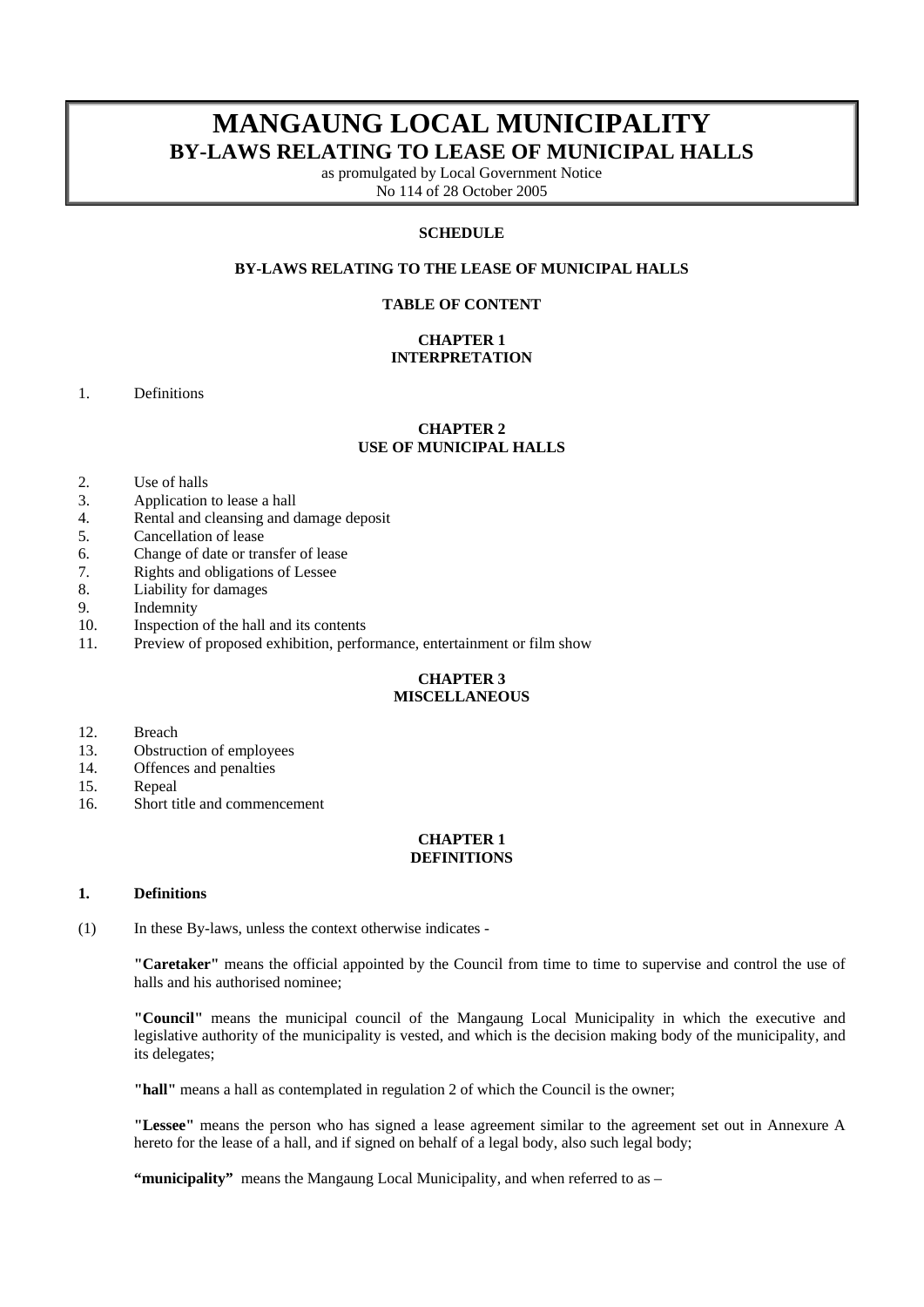# MANGAUNG LOCAL MUNICIPALITY
## BY-LAWS RELATING TO LEASE OF MUNICIPAL HALLS

as promulgated by Local Government Notice
No 114 of 28 October 2005

**SCHEDULE**

**BY-LAWS RELATING TO THE LEASE OF MUNICIPAL HALLS**

**TABLE OF CONTENT**

**CHAPTER 1**
**INTERPRETATION**

1. Definitions

**CHAPTER 2**
**USE OF MUNICIPAL HALLS**

2. Use of halls
3. Application to lease a hall
4. Rental and cleansing and damage deposit
5. Cancellation of lease
6. Change of date or transfer of lease
7. Rights and obligations of Lessee
8. Liability for damages
9. Indemnity
10. Inspection of the hall and its contents
11. Preview of proposed exhibition, performance, entertainment or film show

**CHAPTER 3**
**MISCELLANEOUS**

12. Breach
13. Obstruction of employees
14. Offences and penalties
15. Repeal
16. Short title and commencement

**CHAPTER 1**
**DEFINITIONS**

**1. Definitions**

(1) In these By-laws, unless the context otherwise indicates -

**"Caretaker"** means the official appointed by the Council from time to time to supervise and control the use of halls and his authorised nominee;

**"Council"** means the municipal council of the Mangaung Local Municipality in which the executive and legislative authority of the municipality is vested, and which is the decision making body of the municipality, and its delegates;

**"hall"** means a hall as contemplated in regulation 2 of which the Council is the owner;

**"Lessee"** means the person who has signed a lease agreement similar to the agreement set out in Annexure A hereto for the lease of a hall, and if signed on behalf of a legal body, also such legal body;

**"municipality"** means the Mangaung Local Municipality, and when referred to as –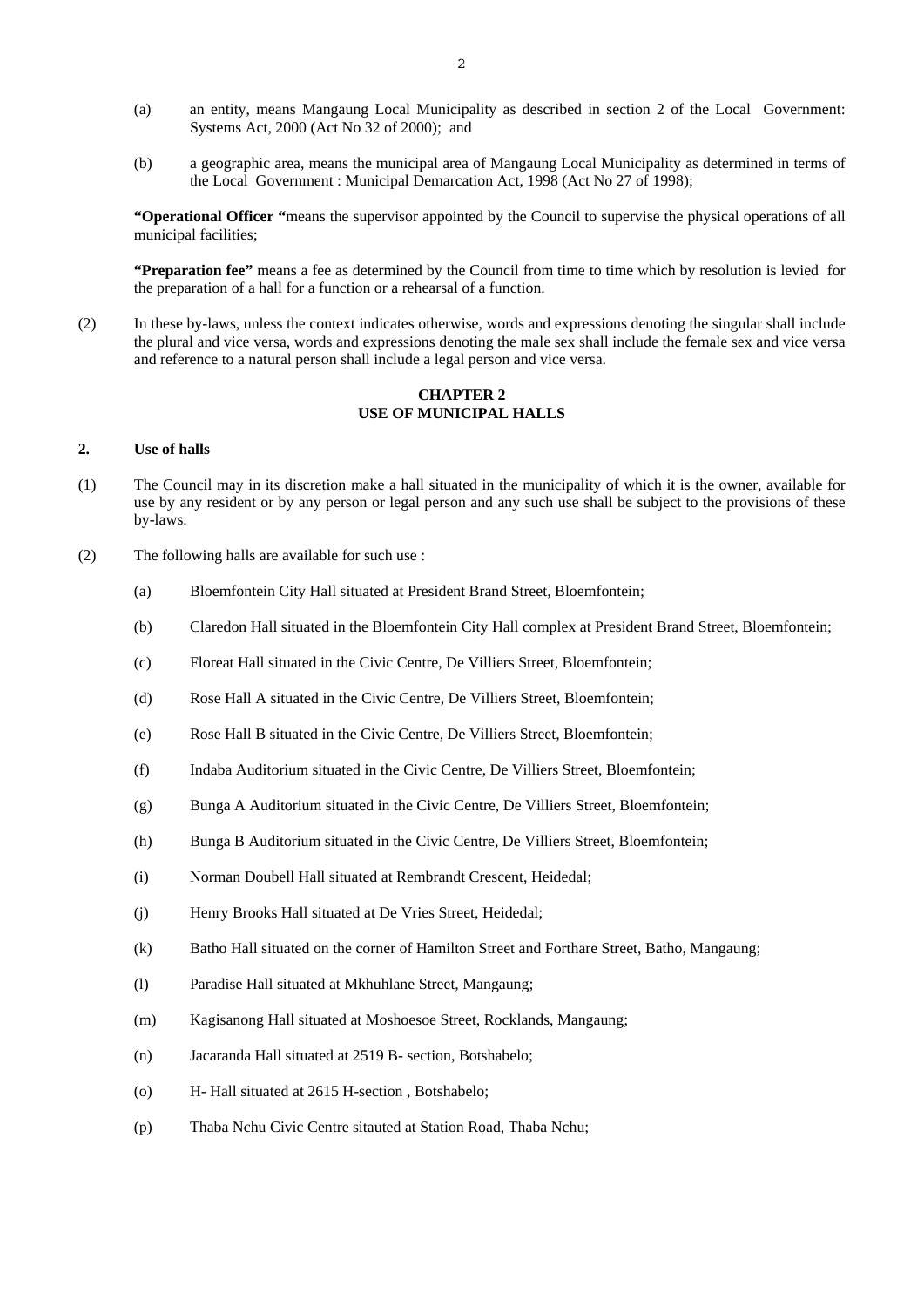(a) an entity, means Mangaung Local Municipality as described in section 2 of the Local Government: Systems Act, 2000 (Act No 32 of 2000); and

(b) a geographic area, means the municipal area of Mangaung Local Municipality as determined in terms of the Local Government : Municipal Demarcation Act, 1998 (Act No 27 of 1998);

**"Operational Officer "**means the supervisor appointed by the Council to supervise the physical operations of all municipal facilities;

**"Preparation fee"** means a fee as determined by the Council from time to time which by resolution is levied for the preparation of a hall for a function or a rehearsal of a function.

(2) In these by-laws, unless the context indicates otherwise, words and expressions denoting the singular shall include the plural and vice versa, words and expressions denoting the male sex shall include the female sex and vice versa and reference to a natural person shall include a legal person and vice versa.

## CHAPTER 2
## USE OF MUNICIPAL HALLS

### 2. Use of halls

(1) The Council may in its discretion make a hall situated in the municipality of which it is the owner, available for use by any resident or by any person or legal person and any such use shall be subject to the provisions of these by-laws.

(2) The following halls are available for such use :

(a) Bloemfontein City Hall situated at President Brand Street, Bloemfontein;

(b) Claredon Hall situated in the Bloemfontein City Hall complex at President Brand Street, Bloemfontein;

(c) Floreat Hall situated in the Civic Centre, De Villiers Street, Bloemfontein;

(d) Rose Hall A situated in the Civic Centre, De Villiers Street, Bloemfontein;

(e) Rose Hall B situated in the Civic Centre, De Villiers Street, Bloemfontein;

(f) Indaba Auditorium situated in the Civic Centre, De Villiers Street, Bloemfontein;

(g) Bunga A Auditorium situated in the Civic Centre, De Villiers Street, Bloemfontein;

(h) Bunga B Auditorium situated in the Civic Centre, De Villiers Street, Bloemfontein;

(i) Norman Doubell Hall situated at Rembrandt Crescent, Heidedal;

(j) Henry Brooks Hall situated at De Vries Street, Heidedal;

(k) Batho Hall situated on the corner of Hamilton Street and Forthare Street, Batho, Mangaung;

(l) Paradise Hall situated at Mkhuhlane Street, Mangaung;

(m) Kagisanong Hall situated at Moshoesoe Street, Rocklands, Mangaung;

(n) Jacaranda Hall situated at 2519 B- section, Botshabelo;

(o) H- Hall situated at 2615 H-section , Botshabelo;

(p) Thaba Nchu Civic Centre sitauted at Station Road, Thaba Nchu;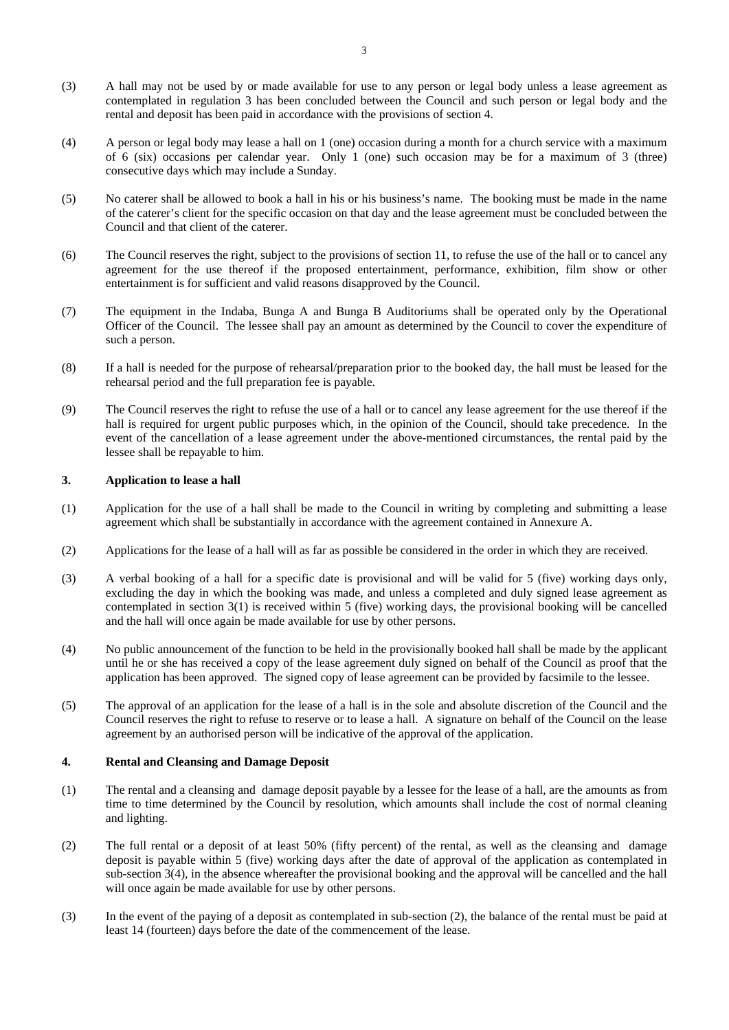(3) A hall may not be used by or made available for use to any person or legal body unless a lease agreement as contemplated in regulation 3 has been concluded between the Council and such person or legal body and the rental and deposit has been paid in accordance with the provisions of section 4.

(4) A person or legal body may lease a hall on 1 (one) occasion during a month for a church service with a maximum of 6 (six) occasions per calendar year. Only 1 (one) such occasion may be for a maximum of 3 (three) consecutive days which may include a Sunday.

(5) No caterer shall be allowed to book a hall in his or his business's name. The booking must be made in the name of the caterer's client for the specific occasion on that day and the lease agreement must be concluded between the Council and that client of the caterer.

(6) The Council reserves the right, subject to the provisions of section 11, to refuse the use of the hall or to cancel any agreement for the use thereof if the proposed entertainment, performance, exhibition, film show or other entertainment is for sufficient and valid reasons disapproved by the Council.

(7) The equipment in the Indaba, Bunga A and Bunga B Auditoriums shall be operated only by the Operational Officer of the Council. The lessee shall pay an amount as determined by the Council to cover the expenditure of such a person.

(8) If a hall is needed for the purpose of rehearsal/preparation prior to the booked day, the hall must be leased for the rehearsal period and the full preparation fee is payable.

(9) The Council reserves the right to refuse the use of a hall or to cancel any lease agreement for the use thereof if the hall is required for urgent public purposes which, in the opinion of the Council, should take precedence. In the event of the cancellation of a lease agreement under the above-mentioned circumstances, the rental paid by the lessee shall be repayable to him.

### 3. Application to lease a hall

(1) Application for the use of a hall shall be made to the Council in writing by completing and submitting a lease agreement which shall be substantially in accordance with the agreement contained in Annexure A.

(2) Applications for the lease of a hall will as far as possible be considered in the order in which they are received.

(3) A verbal booking of a hall for a specific date is provisional and will be valid for 5 (five) working days only, excluding the day in which the booking was made, and unless a completed and duly signed lease agreement as contemplated in section 3(1) is received within 5 (five) working days, the provisional booking will be cancelled and the hall will once again be made available for use by other persons.

(4) No public announcement of the function to be held in the provisionally booked hall shall be made by the applicant until he or she has received a copy of the lease agreement duly signed on behalf of the Council as proof that the application has been approved. The signed copy of lease agreement can be provided by facsimile to the lessee.

(5) The approval of an application for the lease of a hall is in the sole and absolute discretion of the Council and the Council reserves the right to refuse to reserve or to lease a hall. A signature on behalf of the Council on the lease agreement by an authorised person will be indicative of the approval of the application.

### 4. Rental and Cleansing and Damage Deposit

(1) The rental and a cleansing and damage deposit payable by a lessee for the lease of a hall, are the amounts as from time to time determined by the Council by resolution, which amounts shall include the cost of normal cleaning and lighting.

(2) The full rental or a deposit of at least 50% (fifty percent) of the rental, as well as the cleansing and damage deposit is payable within 5 (five) working days after the date of approval of the application as contemplated in sub-section 3(4), in the absence whereafter the provisional booking and the approval will be cancelled and the hall will once again be made available for use by other persons.

(3) In the event of the paying of a deposit as contemplated in sub-section (2), the balance of the rental must be paid at least 14 (fourteen) days before the date of the commencement of the lease.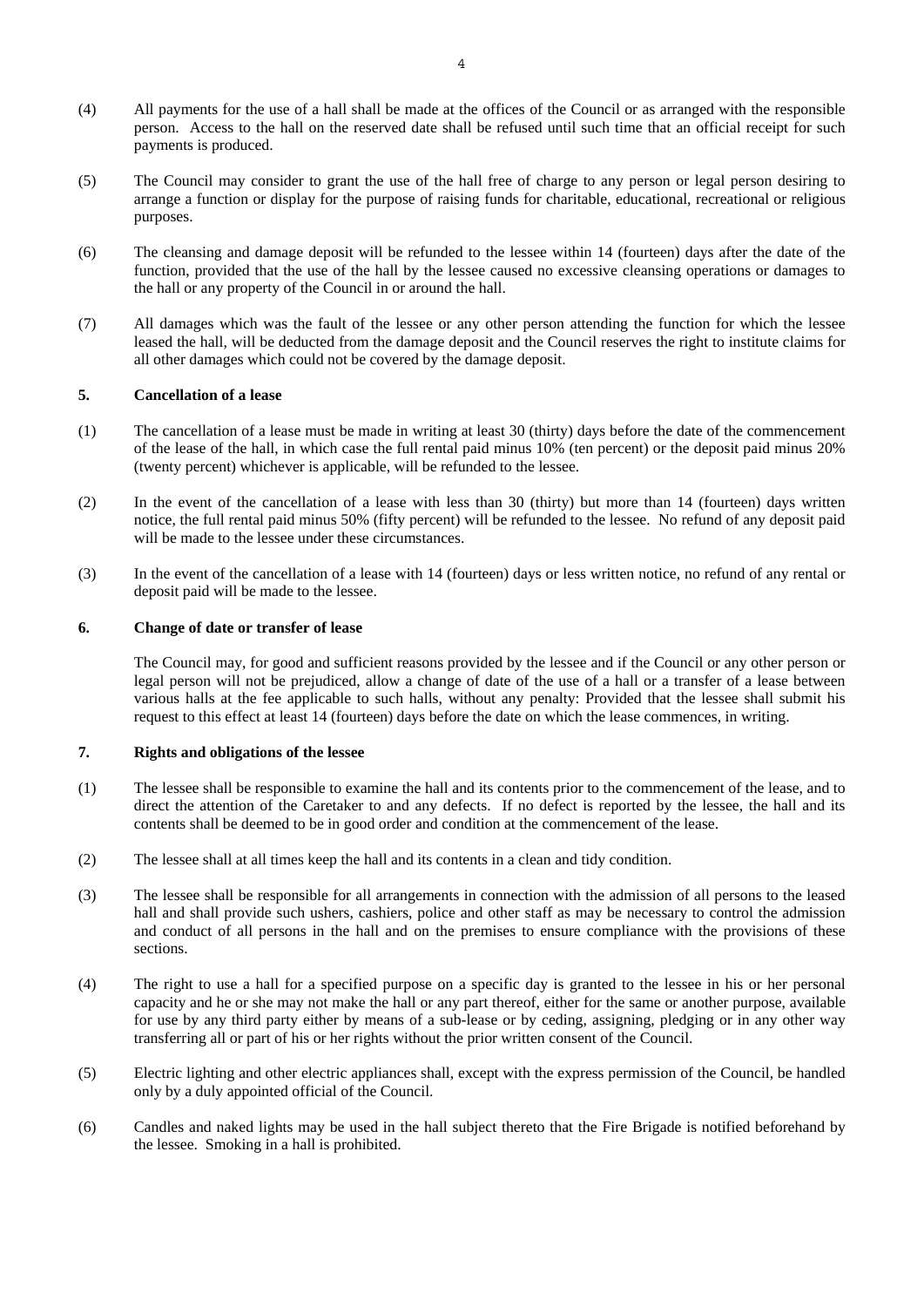(4) All payments for the use of a hall shall be made at the offices of the Council or as arranged with the responsible person. Access to the hall on the reserved date shall be refused until such time that an official receipt for such payments is produced.

(5) The Council may consider to grant the use of the hall free of charge to any person or legal person desiring to arrange a function or display for the purpose of raising funds for charitable, educational, recreational or religious purposes.

(6) The cleansing and damage deposit will be refunded to the lessee within 14 (fourteen) days after the date of the function, provided that the use of the hall by the lessee caused no excessive cleansing operations or damages to the hall or any property of the Council in or around the hall.

(7) All damages which was the fault of the lessee or any other person attending the function for which the lessee leased the hall, will be deducted from the damage deposit and the Council reserves the right to institute claims for all other damages which could not be covered by the damage deposit.

**5. Cancellation of a lease**

(1) The cancellation of a lease must be made in writing at least 30 (thirty) days before the date of the commencement of the lease of the hall, in which case the full rental paid minus 10% (ten percent) or the deposit paid minus 20% (twenty percent) whichever is applicable, will be refunded to the lessee.

(2) In the event of the cancellation of a lease with less than 30 (thirty) but more than 14 (fourteen) days written notice, the full rental paid minus 50% (fifty percent) will be refunded to the lessee. No refund of any deposit paid will be made to the lessee under these circumstances.

(3) In the event of the cancellation of a lease with 14 (fourteen) days or less written notice, no refund of any rental or deposit paid will be made to the lessee.

**6. Change of date or transfer of lease**

The Council may, for good and sufficient reasons provided by the lessee and if the Council or any other person or legal person will not be prejudiced, allow a change of date of the use of a hall or a transfer of a lease between various halls at the fee applicable to such halls, without any penalty: Provided that the lessee shall submit his request to this effect at least 14 (fourteen) days before the date on which the lease commences, in writing.

**7. Rights and obligations of the lessee**

(1) The lessee shall be responsible to examine the hall and its contents prior to the commencement of the lease, and to direct the attention of the Caretaker to and any defects. If no defect is reported by the lessee, the hall and its contents shall be deemed to be in good order and condition at the commencement of the lease.

(2) The lessee shall at all times keep the hall and its contents in a clean and tidy condition.

(3) The lessee shall be responsible for all arrangements in connection with the admission of all persons to the leased hall and shall provide such ushers, cashiers, police and other staff as may be necessary to control the admission and conduct of all persons in the hall and on the premises to ensure compliance with the provisions of these sections.

(4) The right to use a hall for a specified purpose on a specific day is granted to the lessee in his or her personal capacity and he or she may not make the hall or any part thereof, either for the same or another purpose, available for use by any third party either by means of a sub-lease or by ceding, assigning, pledging or in any other way transferring all or part of his or her rights without the prior written consent of the Council.

(5) Electric lighting and other electric appliances shall, except with the express permission of the Council, be handled only by a duly appointed official of the Council.

(6) Candles and naked lights may be used in the hall subject thereto that the Fire Brigade is notified beforehand by the lessee. Smoking in a hall is prohibited.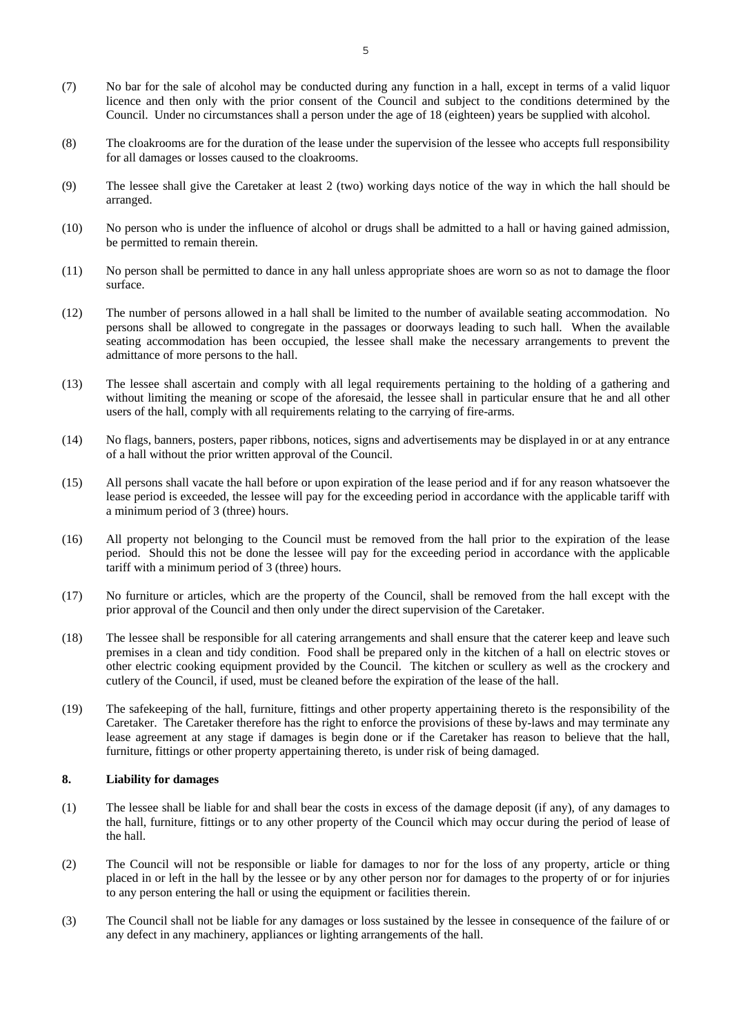(7) No bar for the sale of alcohol may be conducted during any function in a hall, except in terms of a valid liquor licence and then only with the prior consent of the Council and subject to the conditions determined by the Council. Under no circumstances shall a person under the age of 18 (eighteen) years be supplied with alcohol.

(8) The cloakrooms are for the duration of the lease under the supervision of the lessee who accepts full responsibility for all damages or losses caused to the cloakrooms.

(9) The lessee shall give the Caretaker at least 2 (two) working days notice of the way in which the hall should be arranged.

(10) No person who is under the influence of alcohol or drugs shall be admitted to a hall or having gained admission, be permitted to remain therein.

(11) No person shall be permitted to dance in any hall unless appropriate shoes are worn so as not to damage the floor surface.

(12) The number of persons allowed in a hall shall be limited to the number of available seating accommodation. No persons shall be allowed to congregate in the passages or doorways leading to such hall. When the available seating accommodation has been occupied, the lessee shall make the necessary arrangements to prevent the admittance of more persons to the hall.

(13) The lessee shall ascertain and comply with all legal requirements pertaining to the holding of a gathering and without limiting the meaning or scope of the aforesaid, the lessee shall in particular ensure that he and all other users of the hall, comply with all requirements relating to the carrying of fire-arms.

(14) No flags, banners, posters, paper ribbons, notices, signs and advertisements may be displayed in or at any entrance of a hall without the prior written approval of the Council.

(15) All persons shall vacate the hall before or upon expiration of the lease period and if for any reason whatsoever the lease period is exceeded, the lessee will pay for the exceeding period in accordance with the applicable tariff with a minimum period of 3 (three) hours.

(16) All property not belonging to the Council must be removed from the hall prior to the expiration of the lease period. Should this not be done the lessee will pay for the exceeding period in accordance with the applicable tariff with a minimum period of 3 (three) hours.

(17) No furniture or articles, which are the property of the Council, shall be removed from the hall except with the prior approval of the Council and then only under the direct supervision of the Caretaker.

(18) The lessee shall be responsible for all catering arrangements and shall ensure that the caterer keep and leave such premises in a clean and tidy condition. Food shall be prepared only in the kitchen of a hall on electric stoves or other electric cooking equipment provided by the Council. The kitchen or scullery as well as the crockery and cutlery of the Council, if used, must be cleaned before the expiration of the lease of the hall.

(19) The safekeeping of the hall, furniture, fittings and other property appertaining thereto is the responsibility of the Caretaker. The Caretaker therefore has the right to enforce the provisions of these by-laws and may terminate any lease agreement at any stage if damages is begin done or if the Caretaker has reason to believe that the hall, furniture, fittings or other property appertaining thereto, is under risk of being damaged.

**8. Liability for damages**

(1) The lessee shall be liable for and shall bear the costs in excess of the damage deposit (if any), of any damages to the hall, furniture, fittings or to any other property of the Council which may occur during the period of lease of the hall.

(2) The Council will not be responsible or liable for damages to nor for the loss of any property, article or thing placed in or left in the hall by the lessee or by any other person nor for damages to the property of or for injuries to any person entering the hall or using the equipment or facilities therein.

(3) The Council shall not be liable for any damages or loss sustained by the lessee in consequence of the failure of or any defect in any machinery, appliances or lighting arrangements of the hall.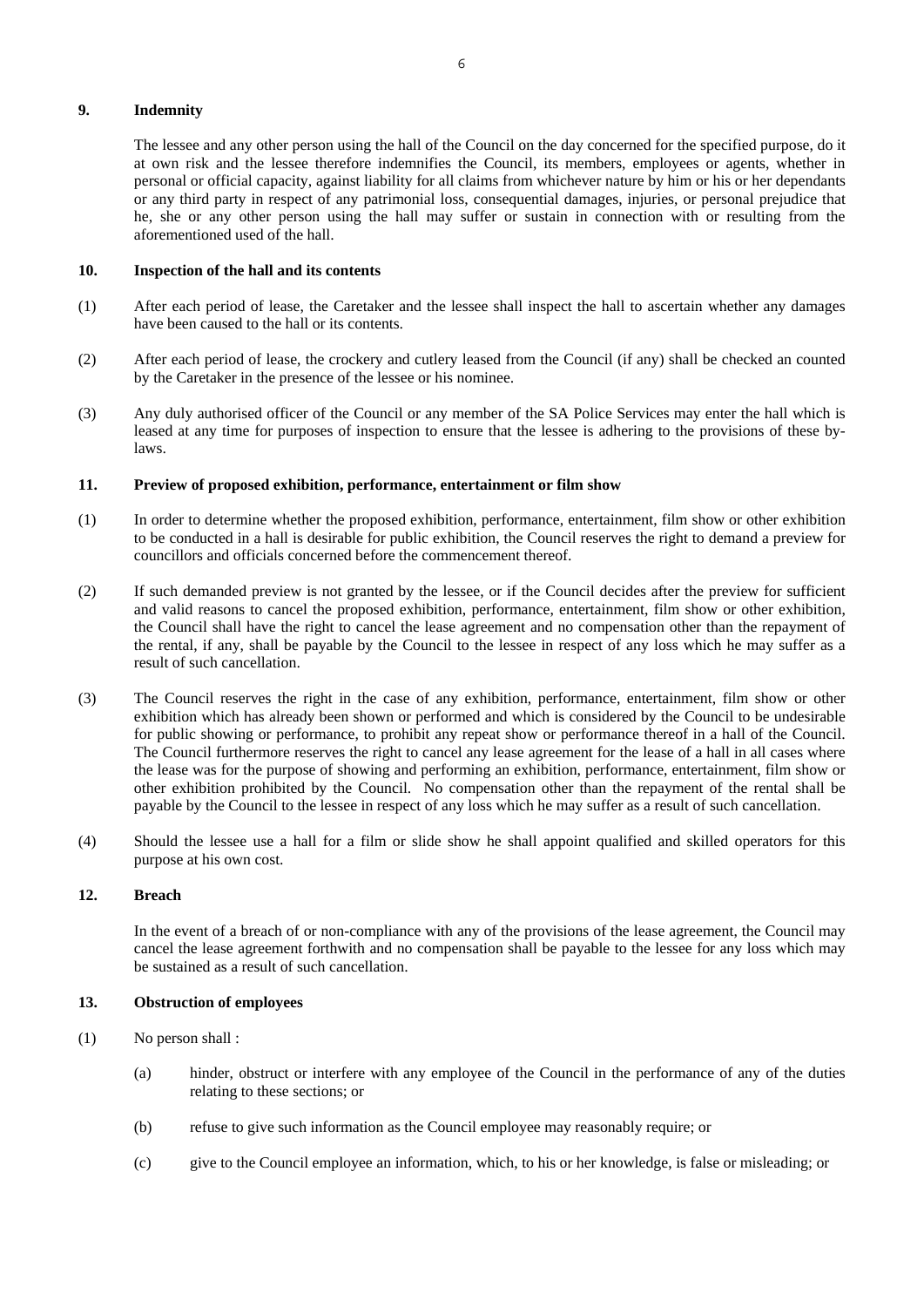## 9. Indemnity

The lessee and any other person using the hall of the Council on the day concerned for the specified purpose, do it at own risk and the lessee therefore indemnifies the Council, its members, employees or agents, whether in personal or official capacity, against liability for all claims from whichever nature by him or his or her dependants or any third party in respect of any patrimonial loss, consequential damages, injuries, or personal prejudice that he, she or any other person using the hall may suffer or sustain in connection with or resulting from the aforementioned used of the hall.

## 10. Inspection of the hall and its contents

(1) After each period of lease, the Caretaker and the lessee shall inspect the hall to ascertain whether any damages have been caused to the hall or its contents.

(2) After each period of lease, the crockery and cutlery leased from the Council (if any) shall be checked an counted by the Caretaker in the presence of the lessee or his nominee.

(3) Any duly authorised officer of the Council or any member of the SA Police Services may enter the hall which is leased at any time for purposes of inspection to ensure that the lessee is adhering to the provisions of these by-laws.

## 11. Preview of proposed exhibition, performance, entertainment or film show

(1) In order to determine whether the proposed exhibition, performance, entertainment, film show or other exhibition to be conducted in a hall is desirable for public exhibition, the Council reserves the right to demand a preview for councillors and officials concerned before the commencement thereof.

(2) If such demanded preview is not granted by the lessee, or if the Council decides after the preview for sufficient and valid reasons to cancel the proposed exhibition, performance, entertainment, film show or other exhibition, the Council shall have the right to cancel the lease agreement and no compensation other than the repayment of the rental, if any, shall be payable by the Council to the lessee in respect of any loss which he may suffer as a result of such cancellation.

(3) The Council reserves the right in the case of any exhibition, performance, entertainment, film show or other exhibition which has already been shown or performed and which is considered by the Council to be undesirable for public showing or performance, to prohibit any repeat show or performance thereof in a hall of the Council. The Council furthermore reserves the right to cancel any lease agreement for the lease of a hall in all cases where the lease was for the purpose of showing and performing an exhibition, performance, entertainment, film show or other exhibition prohibited by the Council. No compensation other than the repayment of the rental shall be payable by the Council to the lessee in respect of any loss which he may suffer as a result of such cancellation.

(4) Should the lessee use a hall for a film or slide show he shall appoint qualified and skilled operators for this purpose at his own cost.

## 12. Breach

In the event of a breach of or non-compliance with any of the provisions of the lease agreement, the Council may cancel the lease agreement forthwith and no compensation shall be payable to the lessee for any loss which may be sustained as a result of such cancellation.

## 13. Obstruction of employees

(1) No person shall :

(a) hinder, obstruct or interfere with any employee of the Council in the performance of any of the duties relating to these sections; or

(b) refuse to give such information as the Council employee may reasonably require; or

(c) give to the Council employee an information, which, to his or her knowledge, is false or misleading; or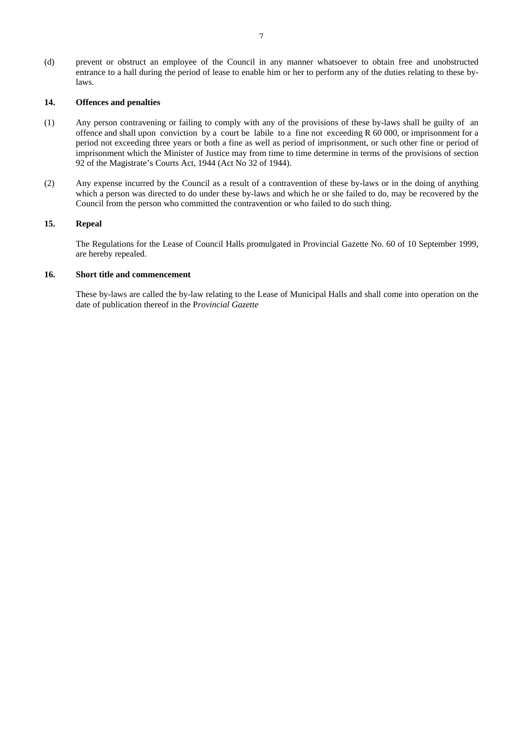(d) prevent or obstruct an employee of the Council in any manner whatsoever to obtain free and unobstructed entrance to a hall during the period of lease to enable him or her to perform any of the duties relating to these by-laws.

### 14. Offences and penalties

(1) Any person contravening or failing to comply with any of the provisions of these by-laws shall be guilty of an offence and shall upon conviction by a court be labile to a fine not exceeding R 60 000, or imprisonment for a period not exceeding three years or both a fine as well as period of imprisonment, or such other fine or period of imprisonment which the Minister of Justice may from time to time determine in terms of the provisions of section 92 of the Magistrate's Courts Act, 1944 (Act No 32 of 1944).

(2) Any expense incurred by the Council as a result of a contravention of these by-laws or in the doing of anything which a person was directed to do under these by-laws and which he or she failed to do, may be recovered by the Council from the person who committed the contravention or who failed to do such thing.

### 15. Repeal

The Regulations for the Lease of Council Halls promulgated in Provincial Gazette No. 60 of 10 September 1999, are hereby repealed.

### 16. Short title and commencement

These by-laws are called the by-law relating to the Lease of Municipal Halls and shall come into operation on the date of publication thereof in the P*rovincial Gazette*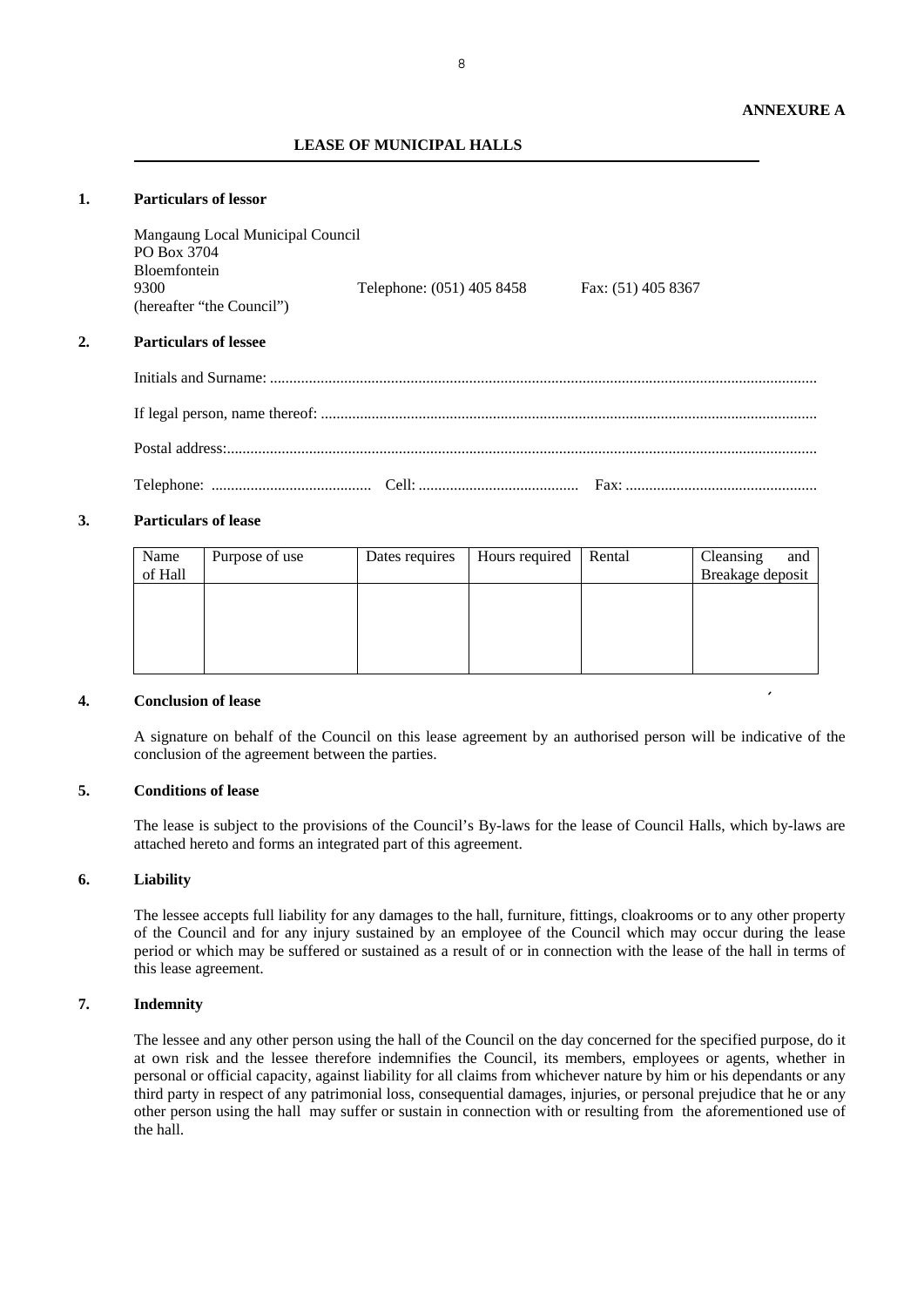**ANNEXURE A**

**LEASE OF MUNICIPAL HALLS**

**1. Particulars of lessor**

Mangaung Local Municipal Council
PO Box 3704
Bloemfontein
9300 Telephone: (051) 405 8458 Fax: (51) 405 8367
(hereafter "the Council")

**2. Particulars of lessee**

Initials and Surname: ..........................................................................................................................................

If legal person, name thereof: ............................................................................................................................

Postal address:.....................................................................................................................................................

Telephone: ......................................... Cell: ......................................... Fax: .................................................

**3. Particulars of lease**

| Name of Hall | Purpose of use | Dates requires | Hours required | Rental | Cleansing and Breakage deposit |
|---|---|---|---|---|---|
| | | | | | |

**4. Conclusion of lease**

A signature on behalf of the Council on this lease agreement by an authorised person will be indicative of the conclusion of the agreement between the parties.

**5. Conditions of lease**

The lease is subject to the provisions of the Council's By-laws for the lease of Council Halls, which by-laws are attached hereto and forms an integrated part of this agreement.

**6. Liability**

The lessee accepts full liability for any damages to the hall, furniture, fittings, cloakrooms or to any other property of the Council and for any injury sustained by an employee of the Council which may occur during the lease period or which may be suffered or sustained as a result of or in connection with the lease of the hall in terms of this lease agreement.

**7. Indemnity**

The lessee and any other person using the hall of the Council on the day concerned for the specified purpose, do it at own risk and the lessee therefore indemnifies the Council, its members, employees or agents, whether in personal or official capacity, against liability for all claims from whichever nature by him or his dependants or any third party in respect of any patrimonial loss, consequential damages, injuries, or personal prejudice that he or any other person using the hall may suffer or sustain in connection with or resulting from the aforementioned use of the hall.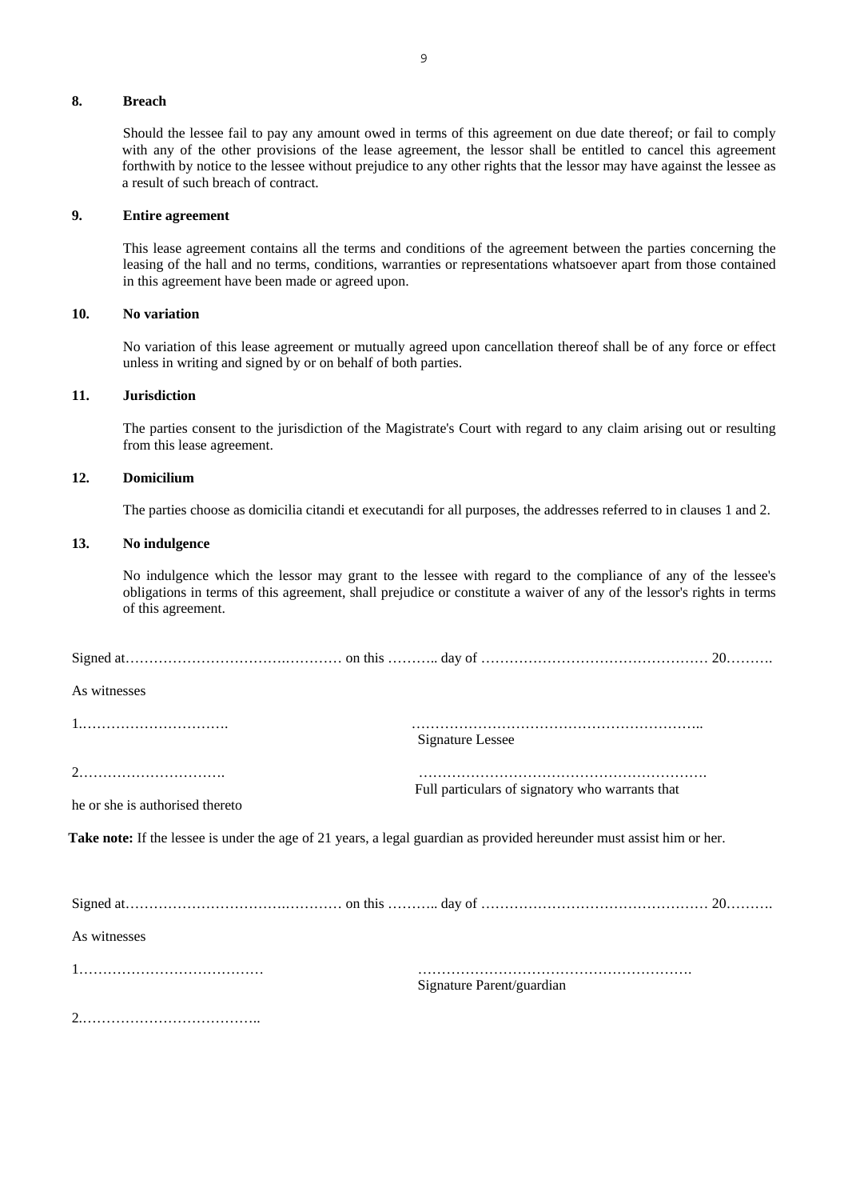**8. Breach**

Should the lessee fail to pay any amount owed in terms of this agreement on due date thereof; or fail to comply with any of the other provisions of the lease agreement, the lessor shall be entitled to cancel this agreement forthwith by notice to the lessee without prejudice to any other rights that the lessor may have against the lessee as a result of such breach of contract.

**9. Entire agreement**

This lease agreement contains all the terms and conditions of the agreement between the parties concerning the leasing of the hall and no terms, conditions, warranties or representations whatsoever apart from those contained in this agreement have been made or agreed upon.

**10. No variation**

No variation of this lease agreement or mutually agreed upon cancellation thereof shall be of any force or effect unless in writing and signed by or on behalf of both parties.

**11. Jurisdiction**

The parties consent to the jurisdiction of the Magistrate's Court with regard to any claim arising out or resulting from this lease agreement.

**12. Domicilium**

The parties choose as domicilia citandi et executandi for all purposes, the addresses referred to in clauses 1 and 2.

**13. No indulgence**

No indulgence which the lessor may grant to the lessee with regard to the compliance of any of the lessee's obligations in terms of this agreement, shall prejudice or constitute a waiver of any of the lessor's rights in terms of this agreement.

Signed at………………………….………… on this ……….. day of ………………………………………… 20……….

As witnesses

1.…………………………. ……………………………………………………..
Signature Lessee

2…………………………. …………………………………………………….
Full particulars of signatory who warrants that
he or she is authorised thereto

**Take note:** If the lessee is under the age of 21 years, a legal guardian as provided hereunder must assist him or her.

Signed at………………………….………… on this ……….. day of ………………………………………… 20……….

As witnesses

1………………………………… ………………………………………………….
Signature Parent/guardian

2.………………………………..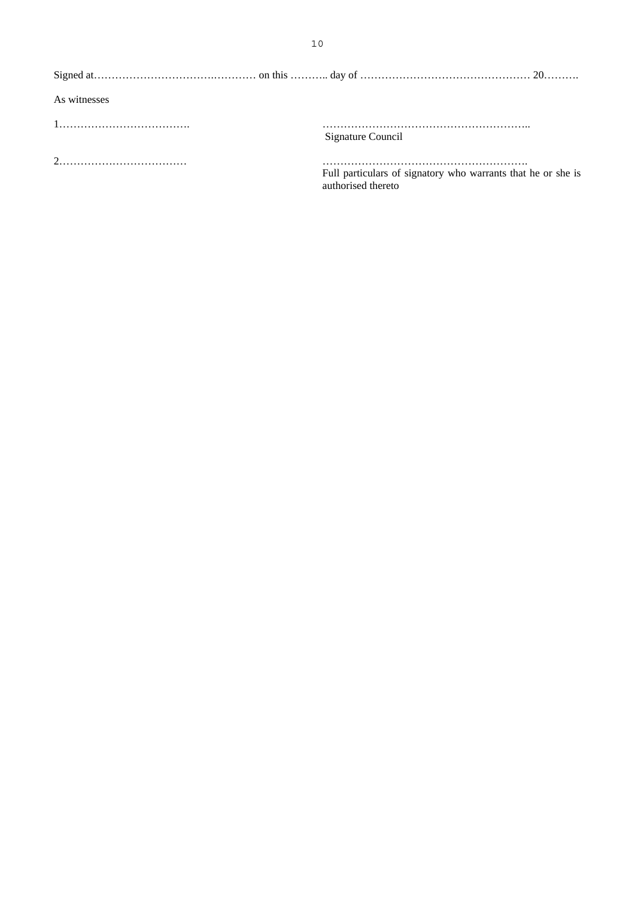Signed at……………………………….………… on this ……….. day of ………………………………………… 20……….

As witnesses

1……………………………….

……………………………………………………..
Signature Council

2………………………………

…………………………………………………….
Full particulars of signatory who warrants that he or she is authorised thereto